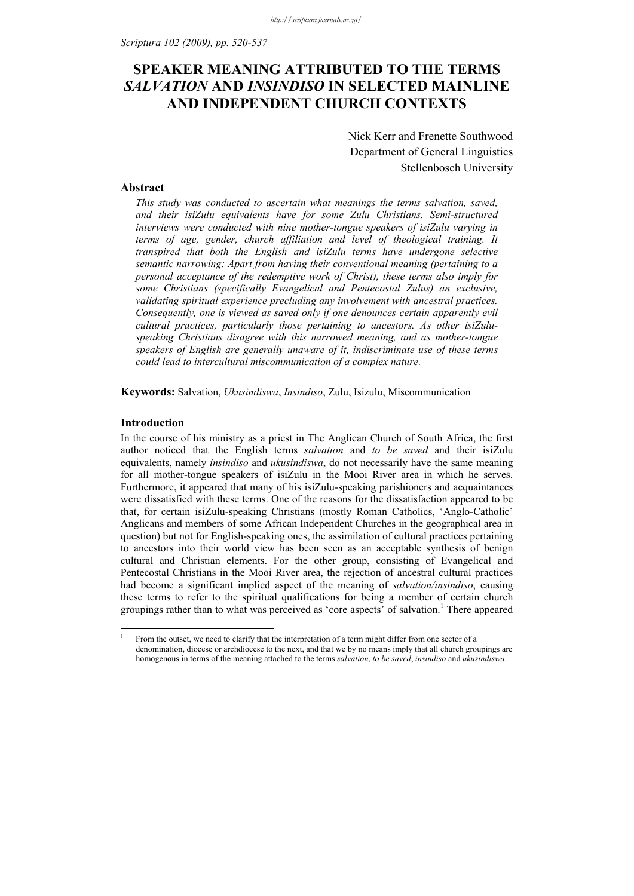# SPEAKER MEANING ATTRIBUTED TO THE TERMS *SALVATION* AND *INSINDISO* IN SELECTED MAINLINE AND INDEPENDENT CHURCH CONTEXTS

Nick Kerr and Frenette Southwood
Department of General Linguistics
Stellenbosch University

## Abstract

*This study was conducted to ascertain what meanings the terms salvation, saved, and their isiZulu equivalents have for some Zulu Christians. Semi-structured interviews were conducted with nine mother-tongue speakers of isiZulu varying in terms of age, gender, church affiliation and level of theological training. It transpired that both the English and isiZulu terms have undergone selective semantic narrowing: Apart from having their conventional meaning (pertaining to a personal acceptance of the redemptive work of Christ), these terms also imply for some Christians (specifically Evangelical and Pentecostal Zulus) an exclusive, validating spiritual experience precluding any involvement with ancestral practices. Consequently, one is viewed as saved only if one denounces certain apparently evil cultural practices, particularly those pertaining to ancestors. As other isiZulu-speaking Christians disagree with this narrowed meaning, and as mother-tongue speakers of English are generally unaware of it, indiscriminate use of these terms could lead to intercultural miscommunication of a complex nature.*

**Keywords:** Salvation, *Ukusindiswa*, *Insindiso*, Zulu, Isizulu, Miscommunication

## Introduction

In the course of his ministry as a priest in The Anglican Church of South Africa, the first author noticed that the English terms *salvation* and *to be saved* and their isiZulu equivalents, namely *insindiso* and *ukusindiswa*, do not necessarily have the same meaning for all mother-tongue speakers of isiZulu in the Mooi River area in which he serves. Furthermore, it appeared that many of his isiZulu-speaking parishioners and acquaintances were dissatisfied with these terms. One of the reasons for the dissatisfaction appeared to be that, for certain isiZulu-speaking Christians (mostly Roman Catholics, 'Anglo-Catholic' Anglicans and members of some African Independent Churches in the geographical area in question) but not for English-speaking ones, the assimilation of cultural practices pertaining to ancestors into their world view has been seen as an acceptable synthesis of benign cultural and Christian elements. For the other group, consisting of Evangelical and Pentecostal Christians in the Mooi River area, the rejection of ancestral cultural practices had become a significant implied aspect of the meaning of *salvation/insindiso*, causing these terms to refer to the spiritual qualifications for being a member of certain church groupings rather than to what was perceived as 'core aspects' of salvation.[1] There appeared

[1] From the outset, we need to clarify that the interpretation of a term might differ from one sector of a denomination, diocese or archdiocese to the next, and that we by no means imply that all church groupings are homogenous in terms of the meaning attached to the terms *salvation*, *to be saved*, *insindiso* and *ukusindiswa.*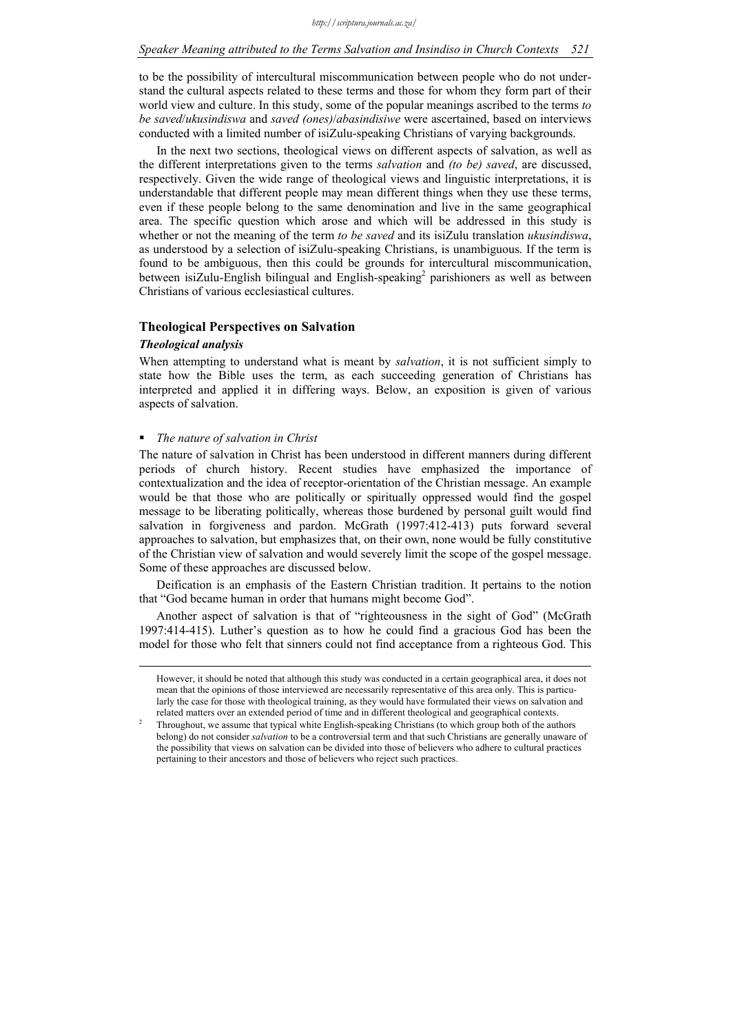to be the possibility of intercultural miscommunication between people who do not understand the cultural aspects related to these terms and those for whom they form part of their world view and culture. In this study, some of the popular meanings ascribed to the terms *to be saved*/*ukusindiswa* and *saved (ones)*/*abasindisiwe* were ascertained, based on interviews conducted with a limited number of isiZulu-speaking Christians of varying backgrounds.

In the next two sections, theological views on different aspects of salvation, as well as the different interpretations given to the terms *salvation* and *(to be) saved*, are discussed, respectively. Given the wide range of theological views and linguistic interpretations, it is understandable that different people may mean different things when they use these terms, even if these people belong to the same denomination and live in the same geographical area. The specific question which arose and which will be addressed in this study is whether or not the meaning of the term *to be saved* and its isiZulu translation *ukusindiswa*, as understood by a selection of isiZulu-speaking Christians, is unambiguous. If the term is found to be ambiguous, then this could be grounds for intercultural miscommunication, between isiZulu-English bilingual and English-speaking[2] parishioners as well as between Christians of various ecclesiastical cultures.

## Theological Perspectives on Salvation

### *Theological analysis*

When attempting to understand what is meant by *salvation*, it is not sufficient simply to state how the Bible uses the term, as each succeeding generation of Christians has interpreted and applied it in differing ways. Below, an exposition is given of various aspects of salvation.

- *The nature of salvation in Christ*

The nature of salvation in Christ has been understood in different manners during different periods of church history. Recent studies have emphasized the importance of contextualization and the idea of receptor-orientation of the Christian message. An example would be that those who are politically or spiritually oppressed would find the gospel message to be liberating politically, whereas those burdened by personal guilt would find salvation in forgiveness and pardon. McGrath (1997:412-413) puts forward several approaches to salvation, but emphasizes that, on their own, none would be fully constitutive of the Christian view of salvation and would severely limit the scope of the gospel message. Some of these approaches are discussed below.

Deification is an emphasis of the Eastern Christian tradition. It pertains to the notion that "God became human in order that humans might become God".

Another aspect of salvation is that of "righteousness in the sight of God" (McGrath 1997:414-415). Luther's question as to how he could find a gracious God has been the model for those who felt that sinners could not find acceptance from a righteous God. This

---

However, it should be noted that although this study was conducted in a certain geographical area, it does not mean that the opinions of those interviewed are necessarily representative of this area only. This is particularly the case for those with theological training, as they would have formulated their views on salvation and related matters over an extended period of time and in different theological and geographical contexts.

[2] Throughout, we assume that typical white English-speaking Christians (to which group both of the authors belong) do not consider *salvation* to be a controversial term and that such Christians are generally unaware of the possibility that views on salvation can be divided into those of believers who adhere to cultural practices pertaining to their ancestors and those of believers who reject such practices.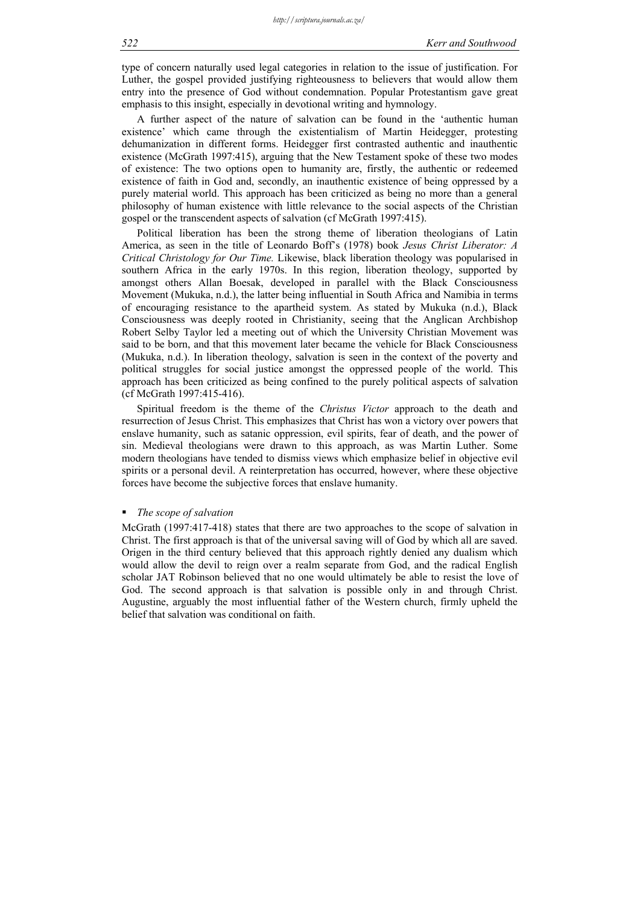type of concern naturally used legal categories in relation to the issue of justification. For Luther, the gospel provided justifying righteousness to believers that would allow them entry into the presence of God without condemnation. Popular Protestantism gave great emphasis to this insight, especially in devotional writing and hymnology.

A further aspect of the nature of salvation can be found in the 'authentic human existence' which came through the existentialism of Martin Heidegger, protesting dehumanization in different forms. Heidegger first contrasted authentic and inauthentic existence (McGrath 1997:415), arguing that the New Testament spoke of these two modes of existence: The two options open to humanity are, firstly, the authentic or redeemed existence of faith in God and, secondly, an inauthentic existence of being oppressed by a purely material world. This approach has been criticized as being no more than a general philosophy of human existence with little relevance to the social aspects of the Christian gospel or the transcendent aspects of salvation (cf McGrath 1997:415).

Political liberation has been the strong theme of liberation theologians of Latin America, as seen in the title of Leonardo Boff's (1978) book *Jesus Christ Liberator: A Critical Christology for Our Time.* Likewise, black liberation theology was popularised in southern Africa in the early 1970s. In this region, liberation theology, supported by amongst others Allan Boesak, developed in parallel with the Black Consciousness Movement (Mukuka, n.d.), the latter being influential in South Africa and Namibia in terms of encouraging resistance to the apartheid system. As stated by Mukuka (n.d.), Black Consciousness was deeply rooted in Christianity, seeing that the Anglican Archbishop Robert Selby Taylor led a meeting out of which the University Christian Movement was said to be born, and that this movement later became the vehicle for Black Consciousness (Mukuka, n.d.). In liberation theology, salvation is seen in the context of the poverty and political struggles for social justice amongst the oppressed people of the world. This approach has been criticized as being confined to the purely political aspects of salvation (cf McGrath 1997:415-416).

Spiritual freedom is the theme of the *Christus Victor* approach to the death and resurrection of Jesus Christ. This emphasizes that Christ has won a victory over powers that enslave humanity, such as satanic oppression, evil spirits, fear of death, and the power of sin. Medieval theologians were drawn to this approach, as was Martin Luther. Some modern theologians have tended to dismiss views which emphasize belief in objective evil spirits or a personal devil. A reinterpretation has occurred, however, where these objective forces have become the subjective forces that enslave humanity.

- *The scope of salvation*

McGrath (1997:417-418) states that there are two approaches to the scope of salvation in Christ. The first approach is that of the universal saving will of God by which all are saved. Origen in the third century believed that this approach rightly denied any dualism which would allow the devil to reign over a realm separate from God, and the radical English scholar JAT Robinson believed that no one would ultimately be able to resist the love of God. The second approach is that salvation is possible only in and through Christ. Augustine, arguably the most influential father of the Western church, firmly upheld the belief that salvation was conditional on faith.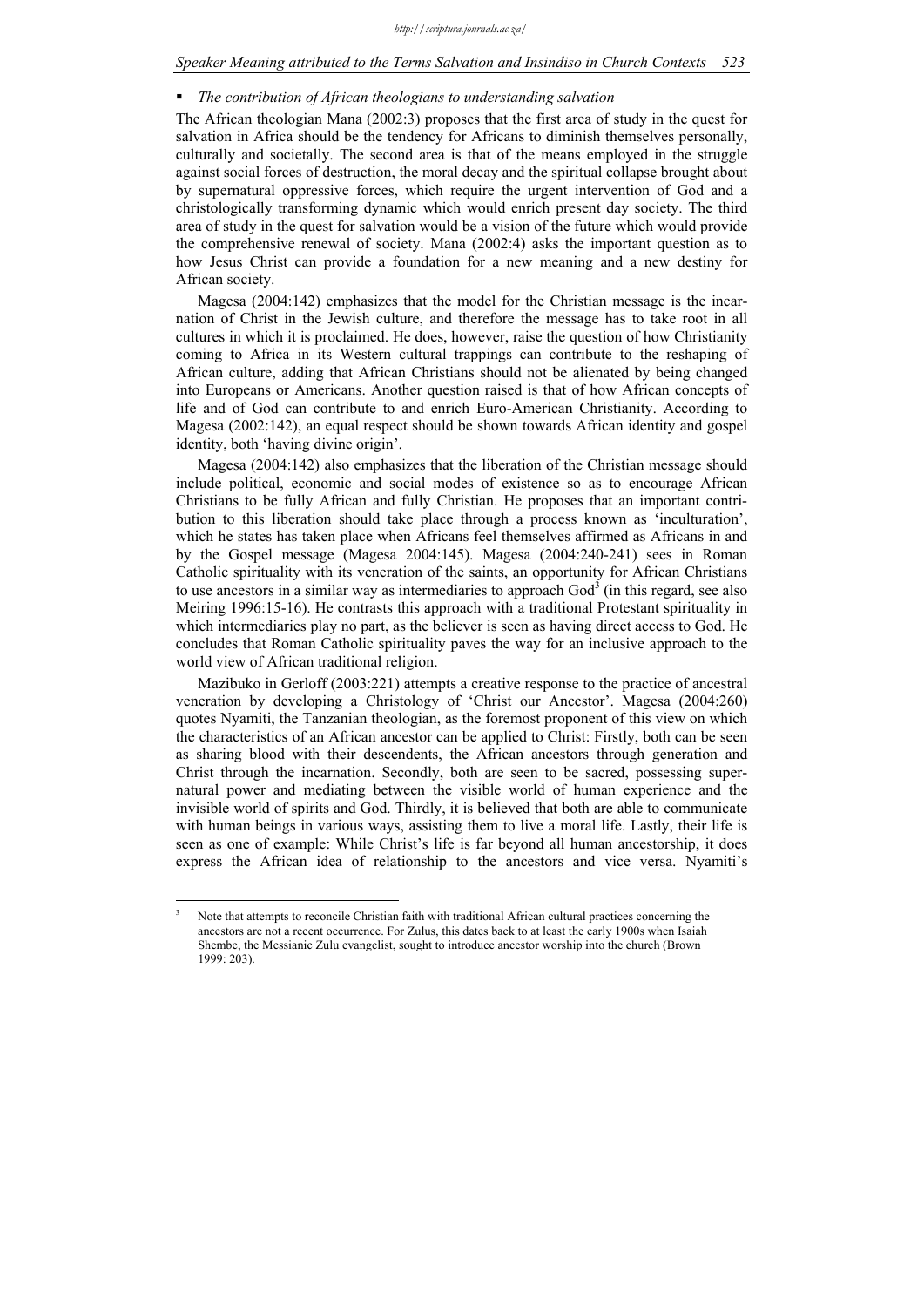- *The contribution of African theologians to understanding salvation*

The African theologian Mana (2002:3) proposes that the first area of study in the quest for salvation in Africa should be the tendency for Africans to diminish themselves personally, culturally and societally. The second area is that of the means employed in the struggle against social forces of destruction, the moral decay and the spiritual collapse brought about by supernatural oppressive forces, which require the urgent intervention of God and a christologically transforming dynamic which would enrich present day society. The third area of study in the quest for salvation would be a vision of the future which would provide the comprehensive renewal of society. Mana (2002:4) asks the important question as to how Jesus Christ can provide a foundation for a new meaning and a new destiny for African society.

Magesa (2004:142) emphasizes that the model for the Christian message is the incarnation of Christ in the Jewish culture, and therefore the message has to take root in all cultures in which it is proclaimed. He does, however, raise the question of how Christianity coming to Africa in its Western cultural trappings can contribute to the reshaping of African culture, adding that African Christians should not be alienated by being changed into Europeans or Americans. Another question raised is that of how African concepts of life and of God can contribute to and enrich Euro-American Christianity. According to Magesa (2002:142), an equal respect should be shown towards African identity and gospel identity, both 'having divine origin'.

Magesa (2004:142) also emphasizes that the liberation of the Christian message should include political, economic and social modes of existence so as to encourage African Christians to be fully African and fully Christian. He proposes that an important contribution to this liberation should take place through a process known as 'inculturation', which he states has taken place when Africans feel themselves affirmed as Africans in and by the Gospel message (Magesa 2004:145). Magesa (2004:240-241) sees in Roman Catholic spirituality with its veneration of the saints, an opportunity for African Christians to use ancestors in a similar way as intermediaries to approach God[3] (in this regard, see also Meiring 1996:15-16). He contrasts this approach with a traditional Protestant spirituality in which intermediaries play no part, as the believer is seen as having direct access to God. He concludes that Roman Catholic spirituality paves the way for an inclusive approach to the world view of African traditional religion.

Mazibuko in Gerloff (2003:221) attempts a creative response to the practice of ancestral veneration by developing a Christology of 'Christ our Ancestor'. Magesa (2004:260) quotes Nyamiti, the Tanzanian theologian, as the foremost proponent of this view on which the characteristics of an African ancestor can be applied to Christ: Firstly, both can be seen as sharing blood with their descendents, the African ancestors through generation and Christ through the incarnation. Secondly, both are seen to be sacred, possessing supernatural power and mediating between the visible world of human experience and the invisible world of spirits and God. Thirdly, it is believed that both are able to communicate with human beings in various ways, assisting them to live a moral life. Lastly, their life is seen as one of example: While Christ's life is far beyond all human ancestorship, it does express the African idea of relationship to the ancestors and vice versa. Nyamiti's

[3] Note that attempts to reconcile Christian faith with traditional African cultural practices concerning the ancestors are not a recent occurrence. For Zulus, this dates back to at least the early 1900s when Isaiah Shembe, the Messianic Zulu evangelist, sought to introduce ancestor worship into the church (Brown 1999: 203).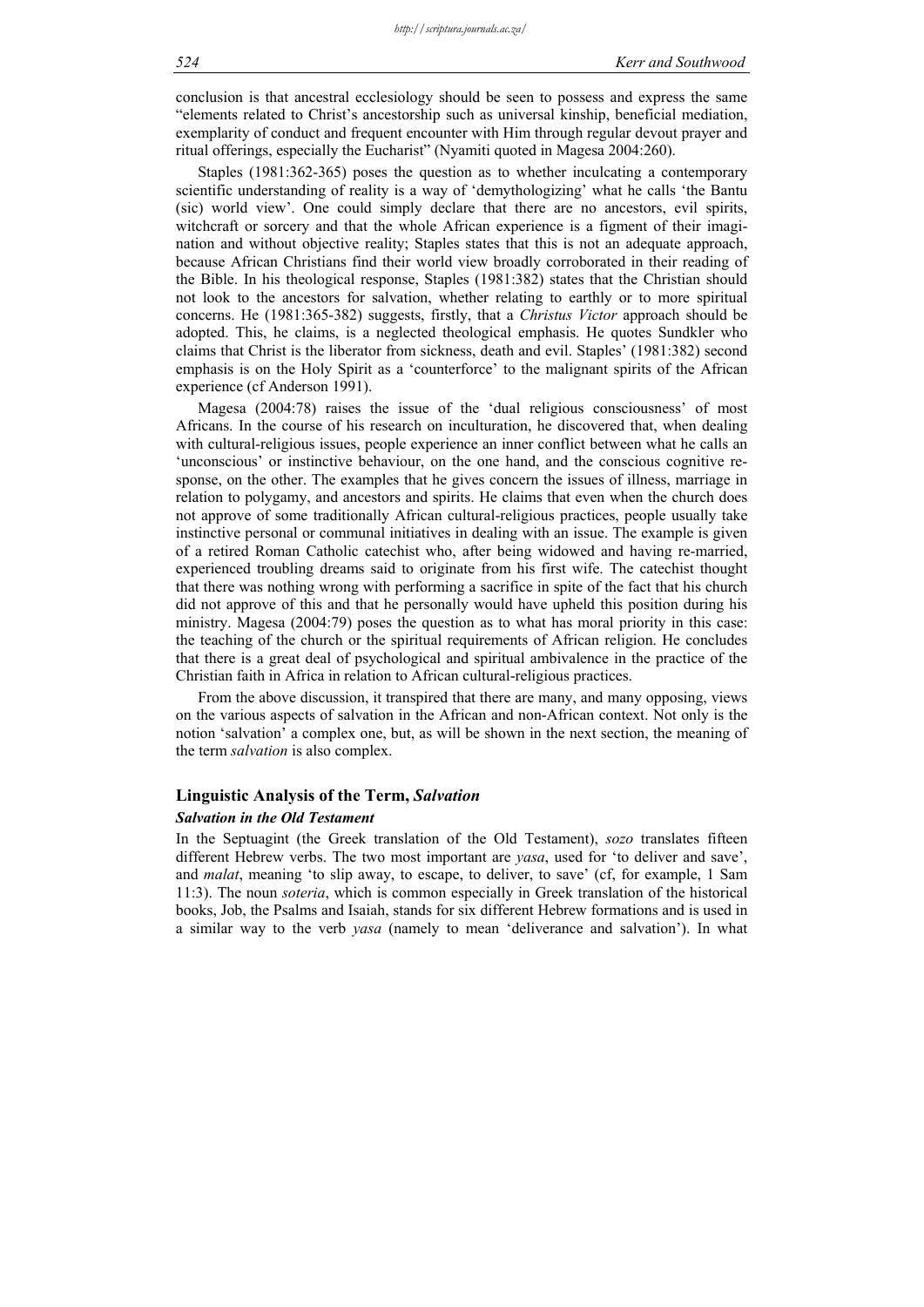conclusion is that ancestral ecclesiology should be seen to possess and express the same "elements related to Christ's ancestorship such as universal kinship, beneficial mediation, exemplarity of conduct and frequent encounter with Him through regular devout prayer and ritual offerings, especially the Eucharist" (Nyamiti quoted in Magesa 2004:260).

Staples (1981:362-365) poses the question as to whether inculcating a contemporary scientific understanding of reality is a way of 'demythologizing' what he calls 'the Bantu (sic) world view'. One could simply declare that there are no ancestors, evil spirits, witchcraft or sorcery and that the whole African experience is a figment of their imagination and without objective reality; Staples states that this is not an adequate approach, because African Christians find their world view broadly corroborated in their reading of the Bible. In his theological response, Staples (1981:382) states that the Christian should not look to the ancestors for salvation, whether relating to earthly or to more spiritual concerns. He (1981:365-382) suggests, firstly, that a *Christus Victor* approach should be adopted. This, he claims, is a neglected theological emphasis. He quotes Sundkler who claims that Christ is the liberator from sickness, death and evil. Staples' (1981:382) second emphasis is on the Holy Spirit as a 'counterforce' to the malignant spirits of the African experience (cf Anderson 1991).

Magesa (2004:78) raises the issue of the 'dual religious consciousness' of most Africans. In the course of his research on inculturation, he discovered that, when dealing with cultural-religious issues, people experience an inner conflict between what he calls an 'unconscious' or instinctive behaviour, on the one hand, and the conscious cognitive response, on the other. The examples that he gives concern the issues of illness, marriage in relation to polygamy, and ancestors and spirits. He claims that even when the church does not approve of some traditionally African cultural-religious practices, people usually take instinctive personal or communal initiatives in dealing with an issue. The example is given of a retired Roman Catholic catechist who, after being widowed and having re-married, experienced troubling dreams said to originate from his first wife. The catechist thought that there was nothing wrong with performing a sacrifice in spite of the fact that his church did not approve of this and that he personally would have upheld this position during his ministry. Magesa (2004:79) poses the question as to what has moral priority in this case: the teaching of the church or the spiritual requirements of African religion. He concludes that there is a great deal of psychological and spiritual ambivalence in the practice of the Christian faith in Africa in relation to African cultural-religious practices.

From the above discussion, it transpired that there are many, and many opposing, views on the various aspects of salvation in the African and non-African context. Not only is the notion 'salvation' a complex one, but, as will be shown in the next section, the meaning of the term *salvation* is also complex.

## Linguistic Analysis of the Term, *Salvation*

### *Salvation in the Old Testament*

In the Septuagint (the Greek translation of the Old Testament), *sozo* translates fifteen different Hebrew verbs. The two most important are *yasa*, used for 'to deliver and save', and *malat*, meaning 'to slip away, to escape, to deliver, to save' (cf, for example, 1 Sam 11:3). The noun *soteria*, which is common especially in Greek translation of the historical books, Job, the Psalms and Isaiah, stands for six different Hebrew formations and is used in a similar way to the verb *yasa* (namely to mean 'deliverance and salvation'). In what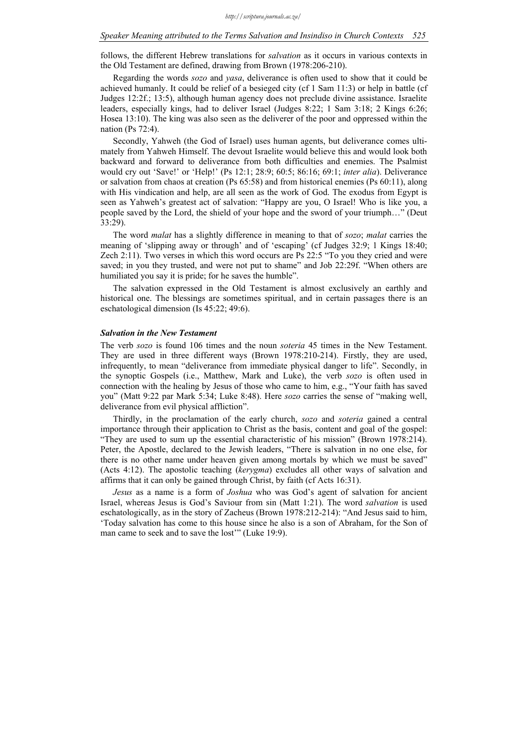follows, the different Hebrew translations for *salvation* as it occurs in various contexts in the Old Testament are defined, drawing from Brown (1978:206-210).

Regarding the words *sozo* and *yasa*, deliverance is often used to show that it could be achieved humanly. It could be relief of a besieged city (cf 1 Sam 11:3) or help in battle (cf Judges 12:2f.; 13:5), although human agency does not preclude divine assistance. Israelite leaders, especially kings, had to deliver Israel (Judges 8:22; 1 Sam 3:18; 2 Kings 6:26; Hosea 13:10). The king was also seen as the deliverer of the poor and oppressed within the nation (Ps 72:4).

Secondly, Yahweh (the God of Israel) uses human agents, but deliverance comes ultimately from Yahweh Himself. The devout Israelite would believe this and would look both backward and forward to deliverance from both difficulties and enemies. The Psalmist would cry out 'Save!' or 'Help!' (Ps 12:1; 28:9; 60:5; 86:16; 69:1; *inter alia*). Deliverance or salvation from chaos at creation (Ps 65:58) and from historical enemies (Ps 60:11), along with His vindication and help, are all seen as the work of God. The exodus from Egypt is seen as Yahweh's greatest act of salvation: "Happy are you, O Israel! Who is like you, a people saved by the Lord, the shield of your hope and the sword of your triumph…" (Deut 33:29).

The word *malat* has a slightly difference in meaning to that of *sozo*; *malat* carries the meaning of 'slipping away or through' and of 'escaping' (cf Judges 32:9; 1 Kings 18:40; Zech 2:11). Two verses in which this word occurs are Ps 22:5 "To you they cried and were saved; in you they trusted, and were not put to shame" and Job 22:29f. "When others are humiliated you say it is pride; for he saves the humble".

The salvation expressed in the Old Testament is almost exclusively an earthly and historical one. The blessings are sometimes spiritual, and in certain passages there is an eschatological dimension (Is 45:22; 49:6).

### *Salvation in the New Testament*

The verb *sozo* is found 106 times and the noun *soteria* 45 times in the New Testament. They are used in three different ways (Brown 1978:210-214). Firstly, they are used, infrequently, to mean "deliverance from immediate physical danger to life". Secondly, in the synoptic Gospels (i.e., Matthew, Mark and Luke), the verb *sozo* is often used in connection with the healing by Jesus of those who came to him, e.g., "Your faith has saved you" (Matt 9:22 par Mark 5:34; Luke 8:48). Here *sozo* carries the sense of "making well, deliverance from evil physical affliction".

Thirdly, in the proclamation of the early church, *sozo* and *soteria* gained a central importance through their application to Christ as the basis, content and goal of the gospel: "They are used to sum up the essential characteristic of his mission" (Brown 1978:214). Peter, the Apostle, declared to the Jewish leaders, "There is salvation in no one else, for there is no other name under heaven given among mortals by which we must be saved" (Acts 4:12). The apostolic teaching (*kerygma*) excludes all other ways of salvation and affirms that it can only be gained through Christ, by faith (cf Acts 16:31).

*Jesus* as a name is a form of *Joshua* who was God's agent of salvation for ancient Israel, whereas Jesus is God's Saviour from sin (Matt 1:21). The word *salvation* is used eschatologically, as in the story of Zacheus (Brown 1978:212-214): "And Jesus said to him, 'Today salvation has come to this house since he also is a son of Abraham, for the Son of man came to seek and to save the lost'" (Luke 19:9).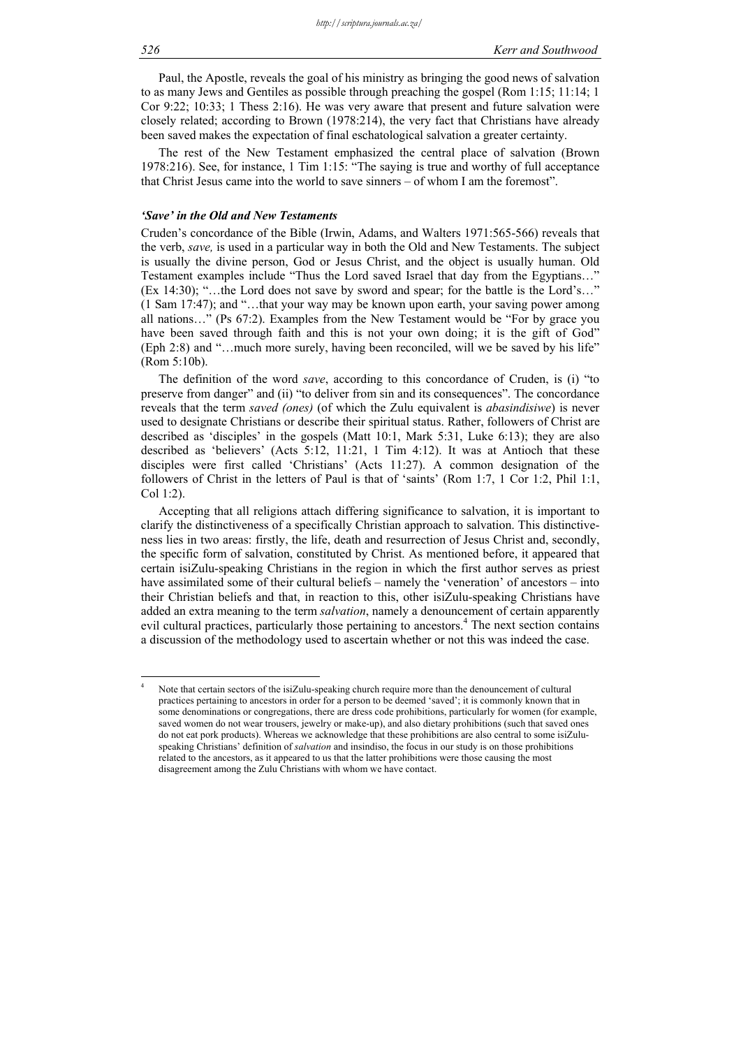Paul, the Apostle, reveals the goal of his ministry as bringing the good news of salvation to as many Jews and Gentiles as possible through preaching the gospel (Rom 1:15; 11:14; 1 Cor 9:22; 10:33; 1 Thess 2:16). He was very aware that present and future salvation were closely related; according to Brown (1978:214), the very fact that Christians have already been saved makes the expectation of final eschatological salvation a greater certainty.

The rest of the New Testament emphasized the central place of salvation (Brown 1978:216). See, for instance, 1 Tim 1:15: "The saying is true and worthy of full acceptance that Christ Jesus came into the world to save sinners – of whom I am the foremost".

### *'Save' in the Old and New Testaments*

Cruden's concordance of the Bible (Irwin, Adams, and Walters 1971:565-566) reveals that the verb, *save,* is used in a particular way in both the Old and New Testaments. The subject is usually the divine person, God or Jesus Christ, and the object is usually human. Old Testament examples include "Thus the Lord saved Israel that day from the Egyptians…" (Ex 14:30); "…the Lord does not save by sword and spear; for the battle is the Lord's…" (1 Sam 17:47); and "…that your way may be known upon earth, your saving power among all nations…" (Ps 67:2). Examples from the New Testament would be "For by grace you have been saved through faith and this is not your own doing; it is the gift of God" (Eph 2:8) and "…much more surely, having been reconciled, will we be saved by his life" (Rom 5:10b).

The definition of the word *save*, according to this concordance of Cruden, is (i) "to preserve from danger" and (ii) "to deliver from sin and its consequences". The concordance reveals that the term *saved (ones)* (of which the Zulu equivalent is *abasindisiwe*) is never used to designate Christians or describe their spiritual status. Rather, followers of Christ are described as 'disciples' in the gospels (Matt 10:1, Mark 5:31, Luke 6:13); they are also described as 'believers' (Acts 5:12, 11:21, 1 Tim 4:12). It was at Antioch that these disciples were first called 'Christians' (Acts 11:27). A common designation of the followers of Christ in the letters of Paul is that of 'saints' (Rom 1:7, 1 Cor 1:2, Phil 1:1, Col 1:2).

Accepting that all religions attach differing significance to salvation, it is important to clarify the distinctiveness of a specifically Christian approach to salvation. This distinctiveness lies in two areas: firstly, the life, death and resurrection of Jesus Christ and, secondly, the specific form of salvation, constituted by Christ. As mentioned before, it appeared that certain isiZulu-speaking Christians in the region in which the first author serves as priest have assimilated some of their cultural beliefs – namely the 'veneration' of ancestors – into their Christian beliefs and that, in reaction to this, other isiZulu-speaking Christians have added an extra meaning to the term *salvation*, namely a denouncement of certain apparently evil cultural practices, particularly those pertaining to ancestors.[4] The next section contains a discussion of the methodology used to ascertain whether or not this was indeed the case.

---

[4] Note that certain sectors of the isiZulu-speaking church require more than the denouncement of cultural practices pertaining to ancestors in order for a person to be deemed 'saved'; it is commonly known that in some denominations or congregations, there are dress code prohibitions, particularly for women (for example, saved women do not wear trousers, jewelry or make-up), and also dietary prohibitions (such that saved ones do not eat pork products). Whereas we acknowledge that these prohibitions are also central to some isiZulu-speaking Christians' definition of *salvation* and insindiso, the focus in our study is on those prohibitions related to the ancestors, as it appeared to us that the latter prohibitions were those causing the most disagreement among the Zulu Christians with whom we have contact.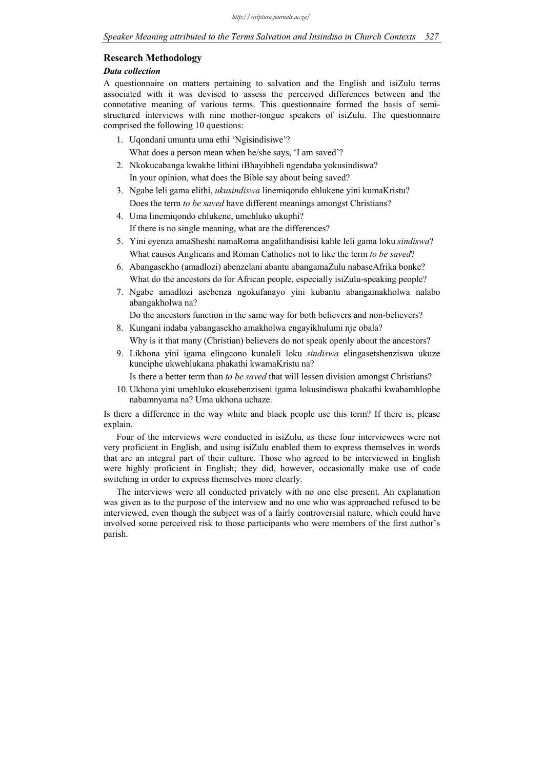## Research Methodology

### *Data collection*

A questionnaire on matters pertaining to salvation and the English and isiZulu terms associated with it was devised to assess the perceived differences between and the connotative meaning of various terms. This questionnaire formed the basis of semi-structured interviews with nine mother-tongue speakers of isiZulu. The questionnaire comprised the following 10 questions:

1. Uqondani umuntu uma ethi 'Ngisindisiwe'?
   What does a person mean when he/she says, 'I am saved'?
2. Nkokucabanga kwakhe lithini iBhayibheli ngendaba yokusindiswa?
   In your opinion, what does the Bible say about being saved?
3. Ngabe leli gama elithi, *ukusindiswa* linemiqondo ehlukene yini kumaKristu?
   Does the term *to be saved* have different meanings amongst Christians?
4. Uma linemiqondo ehlukene, umehluko ukuphi?
   If there is no single meaning, what are the differences?
5. Yini eyenza amaSheshi namaRoma angalithandisisi kahle leli gama loku *sindiswa*?
   What causes Anglicans and Roman Catholics not to like the term *to be saved*?
6. Abangasekho (amadlozi) abenzelani abantu abangamaZulu nabaseAfrika bonke?
   What do the ancestors do for African people, especially isiZulu-speaking people?
7. Ngabe amadlozi asebenza ngokufanayo yini kubantu abangamakholwa nalabo abangakholwa na?
   Do the ancestors function in the same way for both believers and non-believers?
8. Kungani indaba yabangasekho amakholwa engayikhulumi nje obala?
   Why is it that many (Christian) believers do not speak openly about the ancestors?
9. Likhona yini igama elingcono kunaleli loku *sindiswa* elingasetshenziswa ukuze kunciphe ukwehlukana phakathi kwamaKristu na?
   Is there a better term than *to be saved* that will lessen division amongst Christians?
10. Ukhona yini umehluko ekusebenziseni igama lokusindiswa phakathi kwabamhlophe nabamnyama na? Uma ukhona uchaze.

Is there a difference in the way white and black people use this term? If there is, please explain.

Four of the interviews were conducted in isiZulu, as these four interviewees were not very proficient in English, and using isiZulu enabled them to express themselves in words that are an integral part of their culture. Those who agreed to be interviewed in English were highly proficient in English; they did, however, occasionally make use of code switching in order to express themselves more clearly.

The interviews were all conducted privately with no one else present. An explanation was given as to the purpose of the interview and no one who was approached refused to be interviewed, even though the subject was of a fairly controversial nature, which could have involved some perceived risk to those participants who were members of the first author's parish.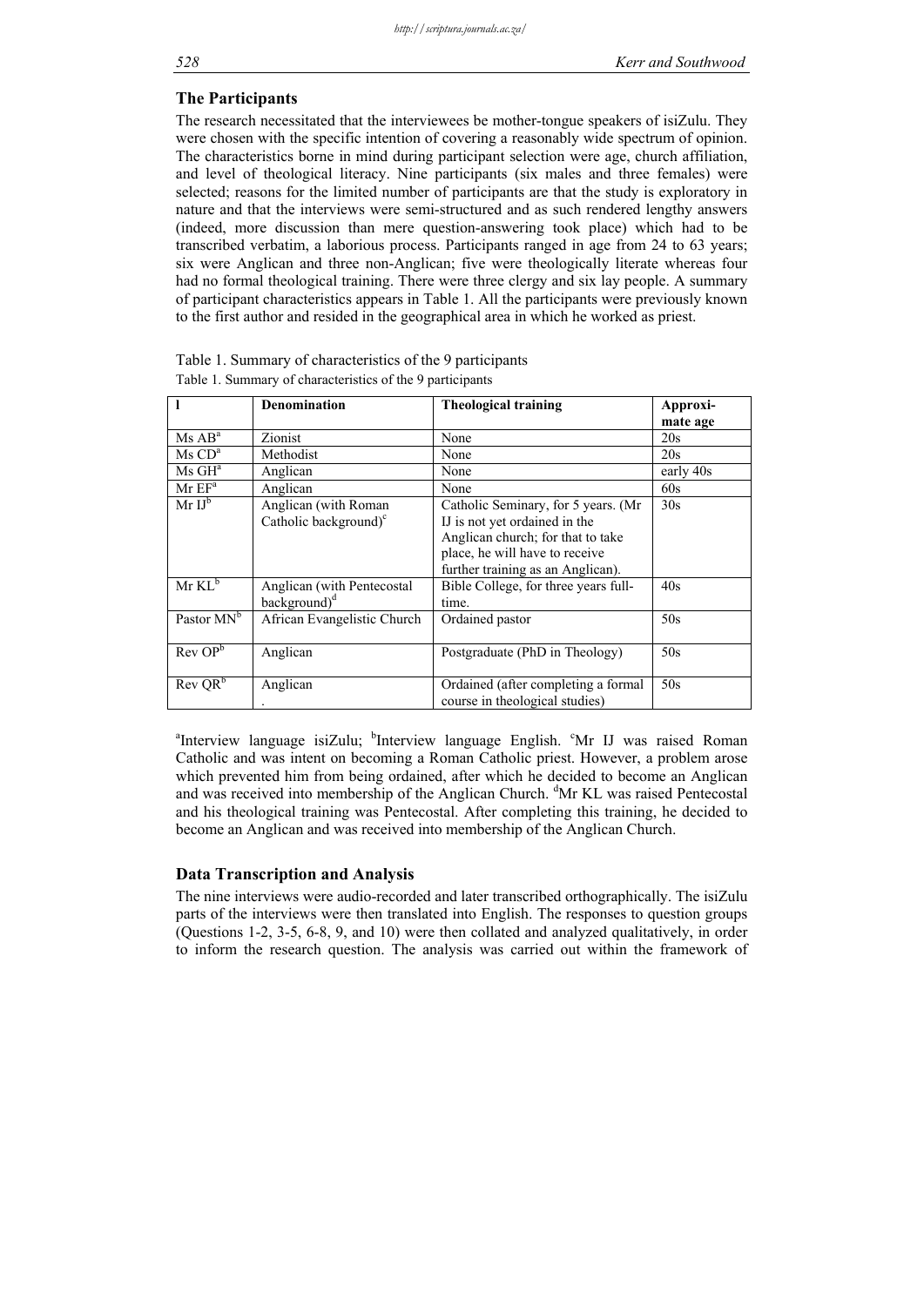## The Participants

The research necessitated that the interviewees be mother-tongue speakers of isiZulu. They were chosen with the specific intention of covering a reasonably wide spectrum of opinion. The characteristics borne in mind during participant selection were age, church affiliation, and level of theological literacy. Nine participants (six males and three females) were selected; reasons for the limited number of participants are that the study is exploratory in nature and that the interviews were semi-structured and as such rendered lengthy answers (indeed, more discussion than mere question-answering took place) which had to be transcribed verbatim, a laborious process. Participants ranged in age from 24 to 63 years; six were Anglican and three non-Anglican; five were theologically literate whereas four had no formal theological training. There were three clergy and six lay people. A summary of participant characteristics appears in Table 1. All the participants were previously known to the first author and resided in the geographical area in which he worked as priest.

Table 1. Summary of characteristics of the 9 participants

Table 1. Summary of characteristics of the 9 participants

| l | Denomination | Theological training | Approxi-mate age |
|---|---|---|---|
| Ms AB[a] | Zionist | None | 20s |
| Ms CD[a] | Methodist | None | 20s |
| Ms GH[a] | Anglican | None | early 40s |
| Mr EF[a] | Anglican | None | 60s |
| Mr IJ[b] | Anglican (with Roman Catholic background)[c] | Catholic Seminary, for 5 years. (Mr IJ is not yet ordained in the Anglican church; for that to take place, he will have to receive further training as an Anglican). | 30s |
| Mr KL[b] | Anglican (with Pentecostal background)[d] | Bible College, for three years full-time. | 40s |
| Pastor MN[b] | African Evangelistic Church | Ordained pastor | 50s |
| Rev OP[b] | Anglican | Postgraduate (PhD in Theology) | 50s |
| Rev QR[b] | Anglican . | Ordained (after completing a formal course in theological studies) | 50s |

[a]Interview language isiZulu; [b]Interview language English. [c]Mr IJ was raised Roman Catholic and was intent on becoming a Roman Catholic priest. However, a problem arose which prevented him from being ordained, after which he decided to become an Anglican and was received into membership of the Anglican Church. [d]Mr KL was raised Pentecostal and his theological training was Pentecostal. After completing this training, he decided to become an Anglican and was received into membership of the Anglican Church.

## Data Transcription and Analysis

The nine interviews were audio-recorded and later transcribed orthographically. The isiZulu parts of the interviews were then translated into English. The responses to question groups (Questions 1-2, 3-5, 6-8, 9, and 10) were then collated and analyzed qualitatively, in order to inform the research question. The analysis was carried out within the framework of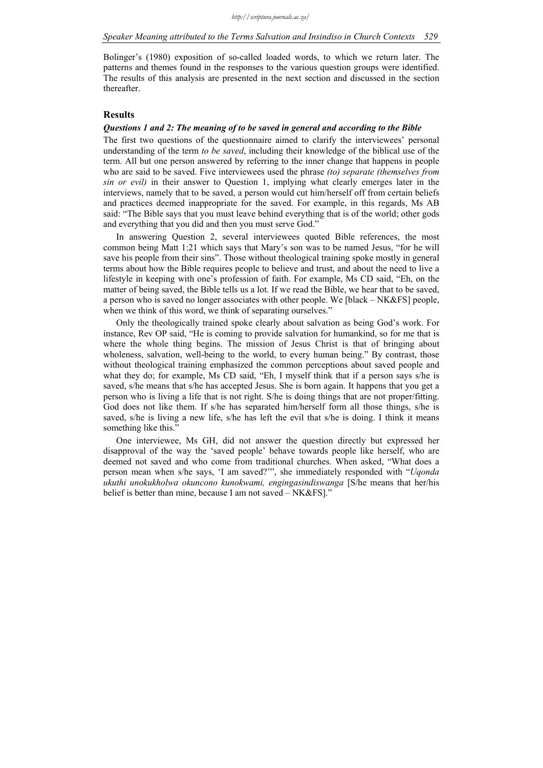Bolinger's (1980) exposition of so-called loaded words, to which we return later. The patterns and themes found in the responses to the various question groups were identified. The results of this analysis are presented in the next section and discussed in the section thereafter.

## Results

### *Questions 1 and 2: The meaning of to be saved in general and according to the Bible*

The first two questions of the questionnaire aimed to clarify the interviewees' personal understanding of the term *to be saved*, including their knowledge of the biblical use of the term. All but one person answered by referring to the inner change that happens in people who are said to be saved. Five interviewees used the phrase *(to) separate (themselves from sin or evil)* in their answer to Question 1, implying what clearly emerges later in the interviews, namely that to be saved, a person would cut him/herself off from certain beliefs and practices deemed inappropriate for the saved. For example, in this regards, Ms AB said: "The Bible says that you must leave behind everything that is of the world; other gods and everything that you did and then you must serve God."

In answering Question 2, several interviewees quoted Bible references, the most common being Matt 1:21 which says that Mary's son was to be named Jesus, "for he will save his people from their sins". Those without theological training spoke mostly in general terms about how the Bible requires people to believe and trust, and about the need to live a lifestyle in keeping with one's profession of faith. For example, Ms CD said, "Eh, on the matter of being saved, the Bible tells us a lot. If we read the Bible, we hear that to be saved, a person who is saved no longer associates with other people. We [black – NK&FS] people, when we think of this word, we think of separating ourselves."

Only the theologically trained spoke clearly about salvation as being God's work. For instance, Rev OP said, "He is coming to provide salvation for humankind, so for me that is where the whole thing begins. The mission of Jesus Christ is that of bringing about wholeness, salvation, well-being to the world, to every human being." By contrast, those without theological training emphasized the common perceptions about saved people and what they do; for example, Ms CD said, "Eh, I myself think that if a person says s/he is saved, s/he means that s/he has accepted Jesus. She is born again. It happens that you get a person who is living a life that is not right. S/he is doing things that are not proper/fitting. God does not like them. If s/he has separated him/herself form all those things, s/he is saved, s/he is living a new life, s/he has left the evil that s/he is doing. I think it means something like this."

One interviewee, Ms GH, did not answer the question directly but expressed her disapproval of the way the 'saved people' behave towards people like herself, who are deemed not saved and who come from traditional churches. When asked, "What does a person mean when s/he says, 'I am saved?'", she immediately responded with "*Uqonda ukuthi unokukholwa okuncono kunokwami, engingasindiswanga* [S/he means that her/his belief is better than mine, because I am not saved – NK&FS]."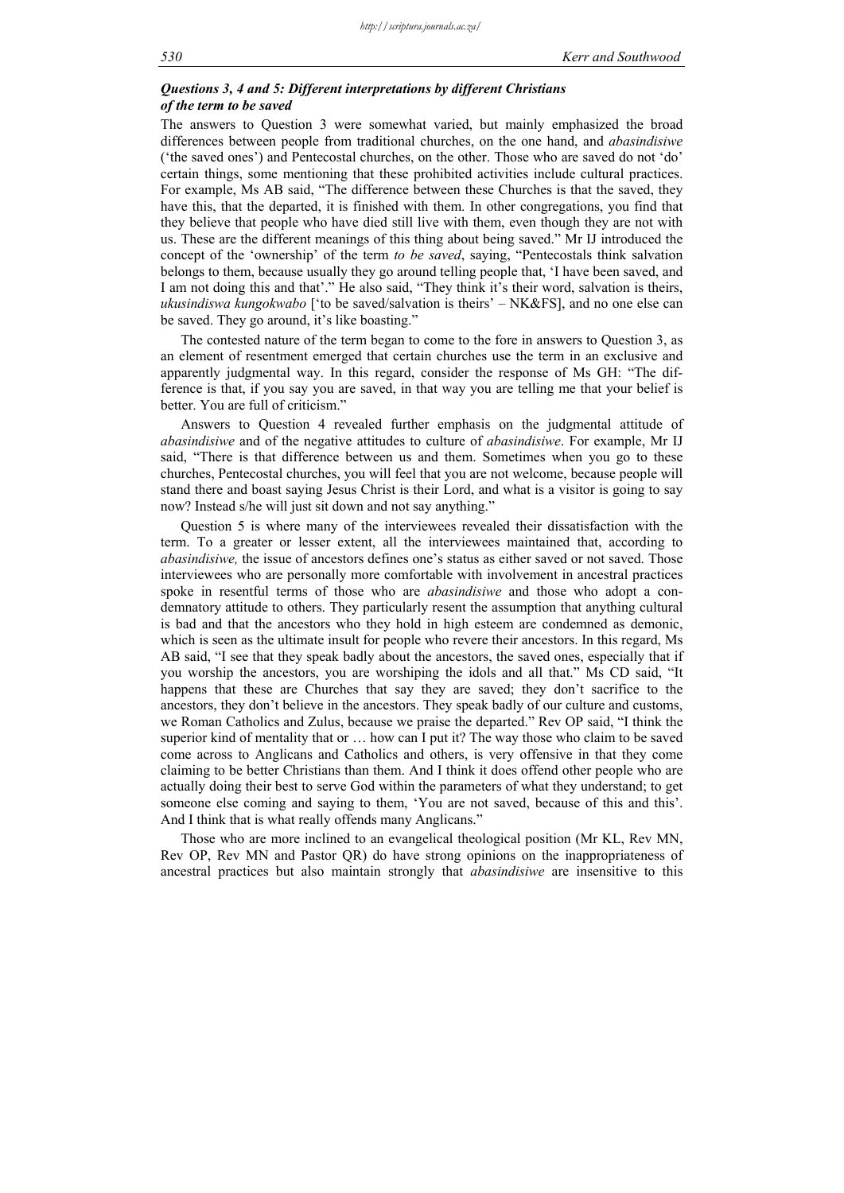### *Questions 3, 4 and 5: Different interpretations by different Christians of the term to be saved*

The answers to Question 3 were somewhat varied, but mainly emphasized the broad differences between people from traditional churches, on the one hand, and *abasindisiwe* ('the saved ones') and Pentecostal churches, on the other. Those who are saved do not 'do' certain things, some mentioning that these prohibited activities include cultural practices. For example, Ms AB said, "The difference between these Churches is that the saved, they have this, that the departed, it is finished with them. In other congregations, you find that they believe that people who have died still live with them, even though they are not with us. These are the different meanings of this thing about being saved." Mr IJ introduced the concept of the 'ownership' of the term *to be saved*, saying, "Pentecostals think salvation belongs to them, because usually they go around telling people that, 'I have been saved, and I am not doing this and that'." He also said, "They think it's their word, salvation is theirs, *ukusindiswa kungokwabo* ['to be saved/salvation is theirs' – NK&FS], and no one else can be saved. They go around, it's like boasting."

The contested nature of the term began to come to the fore in answers to Question 3, as an element of resentment emerged that certain churches use the term in an exclusive and apparently judgmental way. In this regard, consider the response of Ms GH: "The difference is that, if you say you are saved, in that way you are telling me that your belief is better. You are full of criticism."

Answers to Question 4 revealed further emphasis on the judgmental attitude of *abasindisiwe* and of the negative attitudes to culture of *abasindisiwe*. For example, Mr IJ said, "There is that difference between us and them. Sometimes when you go to these churches, Pentecostal churches, you will feel that you are not welcome, because people will stand there and boast saying Jesus Christ is their Lord, and what is a visitor is going to say now? Instead s/he will just sit down and not say anything."

Question 5 is where many of the interviewees revealed their dissatisfaction with the term. To a greater or lesser extent, all the interviewees maintained that, according to *abasindisiwe,* the issue of ancestors defines one's status as either saved or not saved. Those interviewees who are personally more comfortable with involvement in ancestral practices spoke in resentful terms of those who are *abasindisiwe* and those who adopt a condemnatory attitude to others. They particularly resent the assumption that anything cultural is bad and that the ancestors who they hold in high esteem are condemned as demonic, which is seen as the ultimate insult for people who revere their ancestors. In this regard, Ms AB said, "I see that they speak badly about the ancestors, the saved ones, especially that if you worship the ancestors, you are worshiping the idols and all that." Ms CD said, "It happens that these are Churches that say they are saved; they don't sacrifice to the ancestors, they don't believe in the ancestors. They speak badly of our culture and customs, we Roman Catholics and Zulus, because we praise the departed." Rev OP said, "I think the superior kind of mentality that or … how can I put it? The way those who claim to be saved come across to Anglicans and Catholics and others, is very offensive in that they come claiming to be better Christians than them. And I think it does offend other people who are actually doing their best to serve God within the parameters of what they understand; to get someone else coming and saying to them, 'You are not saved, because of this and this'. And I think that is what really offends many Anglicans."

Those who are more inclined to an evangelical theological position (Mr KL, Rev MN, Rev OP, Rev MN and Pastor QR) do have strong opinions on the inappropriateness of ancestral practices but also maintain strongly that *abasindisiwe* are insensitive to this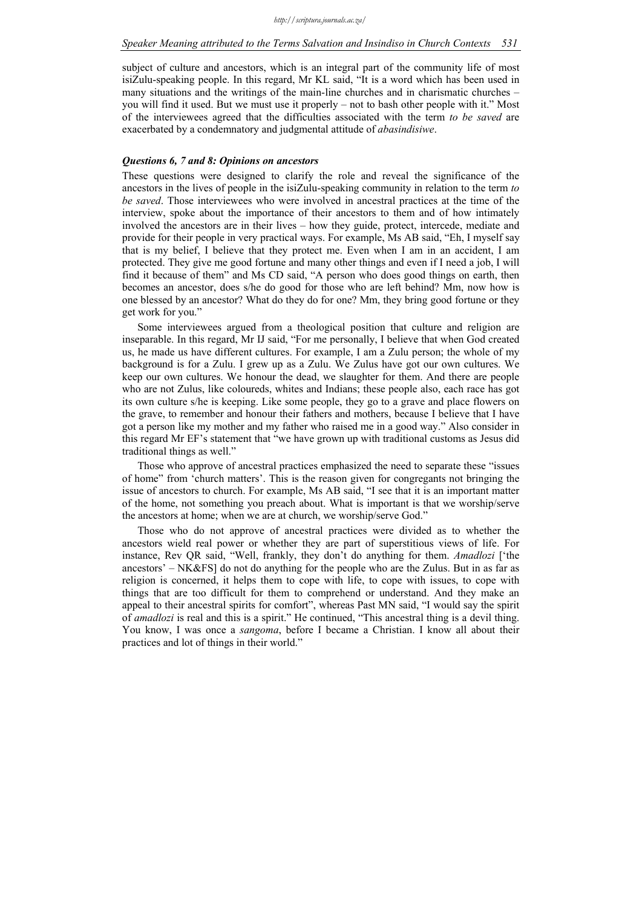subject of culture and ancestors, which is an integral part of the community life of most isiZulu-speaking people. In this regard, Mr KL said, "It is a word which has been used in many situations and the writings of the main-line churches and in charismatic churches – you will find it used. But we must use it properly – not to bash other people with it." Most of the interviewees agreed that the difficulties associated with the term *to be saved* are exacerbated by a condemnatory and judgmental attitude of *abasindisiwe*.

### *Questions 6, 7 and 8: Opinions on ancestors*

These questions were designed to clarify the role and reveal the significance of the ancestors in the lives of people in the isiZulu-speaking community in relation to the term *to be saved*. Those interviewees who were involved in ancestral practices at the time of the interview, spoke about the importance of their ancestors to them and of how intimately involved the ancestors are in their lives – how they guide, protect, intercede, mediate and provide for their people in very practical ways. For example, Ms AB said, "Eh, I myself say that is my belief, I believe that they protect me. Even when I am in an accident, I am protected. They give me good fortune and many other things and even if I need a job, I will find it because of them" and Ms CD said, "A person who does good things on earth, then becomes an ancestor, does s/he do good for those who are left behind? Mm, now how is one blessed by an ancestor? What do they do for one? Mm, they bring good fortune or they get work for you."

Some interviewees argued from a theological position that culture and religion are inseparable. In this regard, Mr IJ said, "For me personally, I believe that when God created us, he made us have different cultures. For example, I am a Zulu person; the whole of my background is for a Zulu. I grew up as a Zulu. We Zulus have got our own cultures. We keep our own cultures. We honour the dead, we slaughter for them. And there are people who are not Zulus, like coloureds, whites and Indians; these people also, each race has got its own culture s/he is keeping. Like some people, they go to a grave and place flowers on the grave, to remember and honour their fathers and mothers, because I believe that I have got a person like my mother and my father who raised me in a good way." Also consider in this regard Mr EF's statement that "we have grown up with traditional customs as Jesus did traditional things as well."

Those who approve of ancestral practices emphasized the need to separate these "issues of home" from 'church matters'. This is the reason given for congregants not bringing the issue of ancestors to church. For example, Ms AB said, "I see that it is an important matter of the home, not something you preach about. What is important is that we worship/serve the ancestors at home; when we are at church, we worship/serve God."

Those who do not approve of ancestral practices were divided as to whether the ancestors wield real power or whether they are part of superstitious views of life. For instance, Rev QR said, "Well, frankly, they don't do anything for them. *Amadlozi* ['the ancestors' – NK&FS] do not do anything for the people who are the Zulus. But in as far as religion is concerned, it helps them to cope with life, to cope with issues, to cope with things that are too difficult for them to comprehend or understand. And they make an appeal to their ancestral spirits for comfort", whereas Past MN said, "I would say the spirit of *amadlozi* is real and this is a spirit." He continued, "This ancestral thing is a devil thing. You know, I was once a *sangoma*, before I became a Christian. I know all about their practices and lot of things in their world."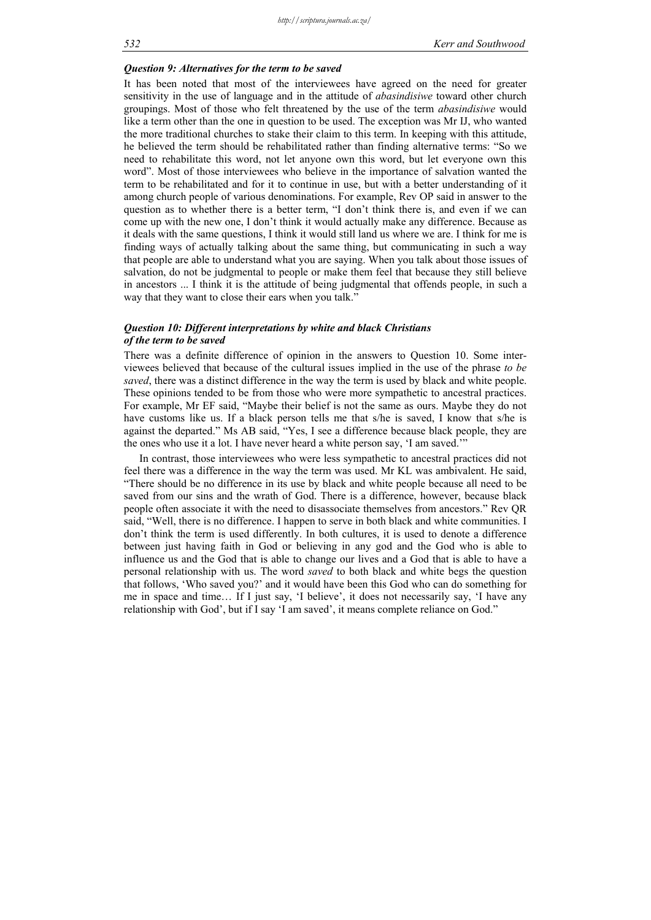### *Question 9: Alternatives for the term to be saved*

It has been noted that most of the interviewees have agreed on the need for greater sensitivity in the use of language and in the attitude of *abasindisiwe* toward other church groupings. Most of those who felt threatened by the use of the term *abasindisiwe* would like a term other than the one in question to be used. The exception was Mr IJ, who wanted the more traditional churches to stake their claim to this term. In keeping with this attitude, he believed the term should be rehabilitated rather than finding alternative terms: "So we need to rehabilitate this word, not let anyone own this word, but let everyone own this word". Most of those interviewees who believe in the importance of salvation wanted the term to be rehabilitated and for it to continue in use, but with a better understanding of it among church people of various denominations. For example, Rev OP said in answer to the question as to whether there is a better term, "I don't think there is, and even if we can come up with the new one, I don't think it would actually make any difference. Because as it deals with the same questions, I think it would still land us where we are. I think for me is finding ways of actually talking about the same thing, but communicating in such a way that people are able to understand what you are saying. When you talk about those issues of salvation, do not be judgmental to people or make them feel that because they still believe in ancestors ... I think it is the attitude of being judgmental that offends people, in such a way that they want to close their ears when you talk."

### *Question 10: Different interpretations by white and black Christians of the term to be saved*

There was a definite difference of opinion in the answers to Question 10. Some interviewees believed that because of the cultural issues implied in the use of the phrase *to be saved*, there was a distinct difference in the way the term is used by black and white people. These opinions tended to be from those who were more sympathetic to ancestral practices. For example, Mr EF said, "Maybe their belief is not the same as ours. Maybe they do not have customs like us. If a black person tells me that s/he is saved, I know that s/he is against the departed." Ms AB said, "Yes, I see a difference because black people, they are the ones who use it a lot. I have never heard a white person say, 'I am saved.'"

In contrast, those interviewees who were less sympathetic to ancestral practices did not feel there was a difference in the way the term was used. Mr KL was ambivalent. He said, "There should be no difference in its use by black and white people because all need to be saved from our sins and the wrath of God. There is a difference, however, because black people often associate it with the need to disassociate themselves from ancestors." Rev QR said, "Well, there is no difference. I happen to serve in both black and white communities. I don't think the term is used differently. In both cultures, it is used to denote a difference between just having faith in God or believing in any god and the God who is able to influence us and the God that is able to change our lives and a God that is able to have a personal relationship with us. The word *saved* to both black and white begs the question that follows, 'Who saved you?' and it would have been this God who can do something for me in space and time… If I just say, 'I believe', it does not necessarily say, 'I have any relationship with God', but if I say 'I am saved', it means complete reliance on God."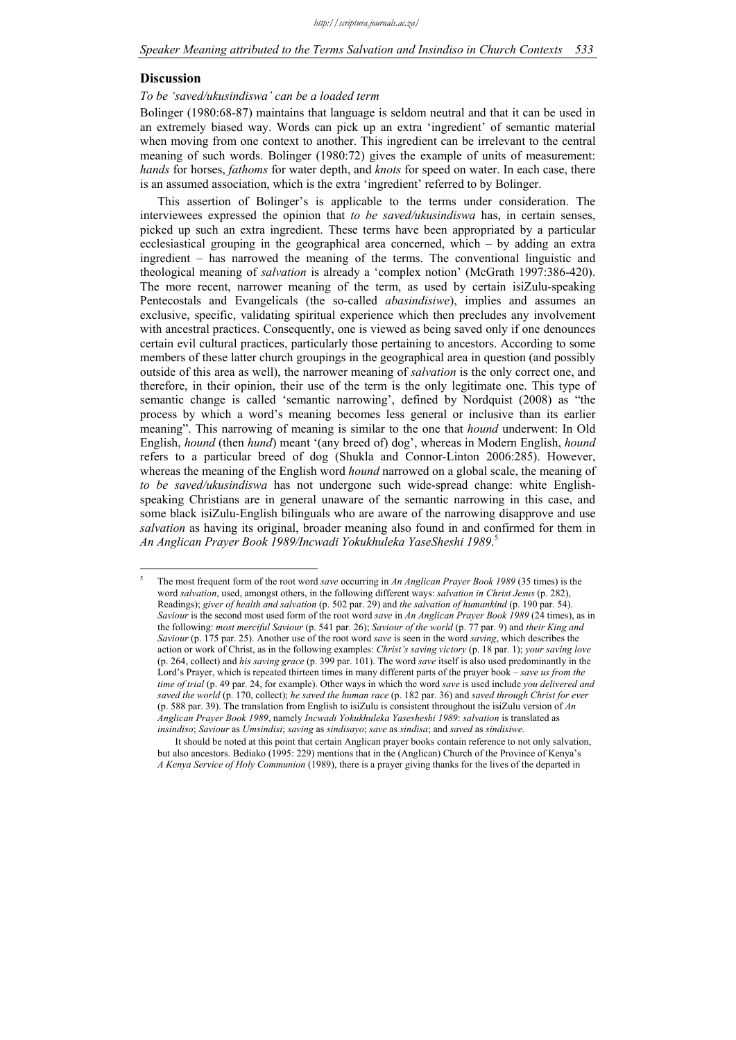## Discussion

*To be 'saved/ukusindiswa' can be a loaded term*

Bolinger (1980:68-87) maintains that language is seldom neutral and that it can be used in an extremely biased way. Words can pick up an extra 'ingredient' of semantic material when moving from one context to another. This ingredient can be irrelevant to the central meaning of such words. Bolinger (1980:72) gives the example of units of measurement: *hands* for horses, *fathoms* for water depth, and *knots* for speed on water. In each case, there is an assumed association, which is the extra 'ingredient' referred to by Bolinger.

This assertion of Bolinger's is applicable to the terms under consideration. The interviewees expressed the opinion that *to be saved/ukusindiswa* has, in certain senses, picked up such an extra ingredient. These terms have been appropriated by a particular ecclesiastical grouping in the geographical area concerned, which – by adding an extra ingredient – has narrowed the meaning of the terms. The conventional linguistic and theological meaning of *salvation* is already a 'complex notion' (McGrath 1997:386-420). The more recent, narrower meaning of the term, as used by certain isiZulu-speaking Pentecostals and Evangelicals (the so-called *abasindisiwe*), implies and assumes an exclusive, specific, validating spiritual experience which then precludes any involvement with ancestral practices. Consequently, one is viewed as being saved only if one denounces certain evil cultural practices, particularly those pertaining to ancestors. According to some members of these latter church groupings in the geographical area in question (and possibly outside of this area as well), the narrower meaning of *salvation* is the only correct one, and therefore, in their opinion, their use of the term is the only legitimate one. This type of semantic change is called 'semantic narrowing', defined by Nordquist (2008) as "the process by which a word's meaning becomes less general or inclusive than its earlier meaning". This narrowing of meaning is similar to the one that *hound* underwent: In Old English, *hound* (then *hund*) meant '(any breed of) dog', whereas in Modern English, *hound* refers to a particular breed of dog (Shukla and Connor-Linton 2006:285). However, whereas the meaning of the English word *hound* narrowed on a global scale, the meaning of *to be saved/ukusindiswa* has not undergone such wide-spread change: white English-speaking Christians are in general unaware of the semantic narrowing in this case, and some black isiZulu-English bilinguals who are aware of the narrowing disapprove and use *salvation* as having its original, broader meaning also found in and confirmed for them in *An Anglican Prayer Book 1989/Incwadi Yokukhuleka YaseSheshi 1989*.[5]

---

[5] The most frequent form of the root word *save* occurring in *An Anglican Prayer Book 1989* (35 times) is the word *salvation*, used, amongst others, in the following different ways: *salvation in Christ Jesus* (p. 282), Readings); *giver of health and salvation* (p. 502 par. 29) and *the salvation of humankind* (p. 190 par. 54). *Saviour* is the second most used form of the root word *save* in *An Anglican Prayer Book 1989* (24 times), as in the following: *most merciful Saviour* (p. 541 par. 26); *Saviour of the world* (p. 77 par. 9) and *their King and Saviour* (p. 175 par. 25). Another use of the root word *save* is seen in the word *saving*, which describes the action or work of Christ, as in the following examples: *Christ's saving victory* (p. 18 par. 1); *your saving love* (p. 264, collect) and *his saving grace* (p. 399 par. 101). The word *save* itself is also used predominantly in the Lord's Prayer, which is repeated thirteen times in many different parts of the prayer book – *save us from the time of trial* (p. 49 par. 24, for example). Other ways in which the word *save* is used include *you delivered and saved the world* (p. 170, collect); *he saved the human race* (p. 182 par. 36) and *saved through Christ for ever* (p. 588 par. 39). The translation from English to isiZulu is consistent throughout the isiZulu version of *An Anglican Prayer Book 1989*, namely *Incwadi Yokukhuleka Yasesheshi 1989*: *salvation* is translated as *insindiso*; *Saviour* as *Umsindisi*; *saving* as *sindisayo*; *save* as *sindisa*; and *saved* as *sindisiwe.*

It should be noted at this point that certain Anglican prayer books contain reference to not only salvation, but also ancestors. Bediako (1995: 229) mentions that in the (Anglican) Church of the Province of Kenya's *A Kenya Service of Holy Communion* (1989), there is a prayer giving thanks for the lives of the departed in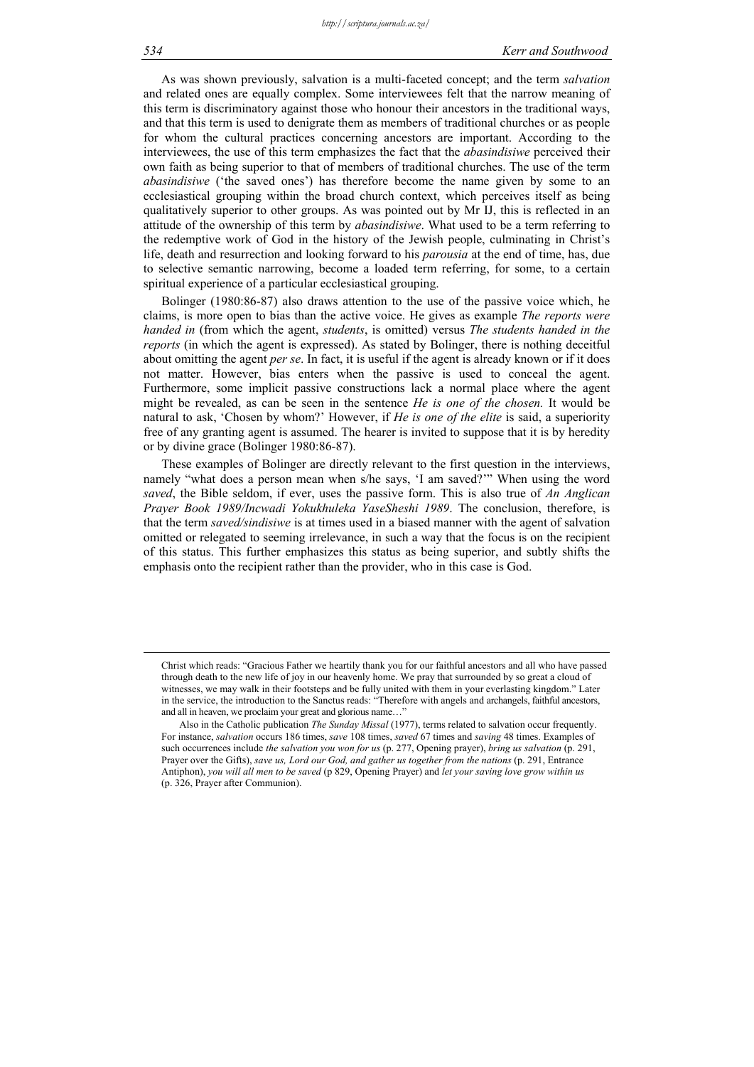As was shown previously, salvation is a multi-faceted concept; and the term *salvation* and related ones are equally complex. Some interviewees felt that the narrow meaning of this term is discriminatory against those who honour their ancestors in the traditional ways, and that this term is used to denigrate them as members of traditional churches or as people for whom the cultural practices concerning ancestors are important. According to the interviewees, the use of this term emphasizes the fact that the *abasindisiwe* perceived their own faith as being superior to that of members of traditional churches. The use of the term *abasindisiwe* ('the saved ones') has therefore become the name given by some to an ecclesiastical grouping within the broad church context, which perceives itself as being qualitatively superior to other groups. As was pointed out by Mr IJ, this is reflected in an attitude of the ownership of this term by *abasindisiwe*. What used to be a term referring to the redemptive work of God in the history of the Jewish people, culminating in Christ's life, death and resurrection and looking forward to his *parousia* at the end of time, has, due to selective semantic narrowing, become a loaded term referring, for some, to a certain spiritual experience of a particular ecclesiastical grouping.

Bolinger (1980:86-87) also draws attention to the use of the passive voice which, he claims, is more open to bias than the active voice. He gives as example *The reports were handed in* (from which the agent, *students*, is omitted) versus *The students handed in the reports* (in which the agent is expressed). As stated by Bolinger, there is nothing deceitful about omitting the agent *per se*. In fact, it is useful if the agent is already known or if it does not matter. However, bias enters when the passive is used to conceal the agent. Furthermore, some implicit passive constructions lack a normal place where the agent might be revealed, as can be seen in the sentence *He is one of the chosen.* It would be natural to ask, 'Chosen by whom?' However, if *He is one of the elite* is said, a superiority free of any granting agent is assumed. The hearer is invited to suppose that it is by heredity or by divine grace (Bolinger 1980:86-87).

These examples of Bolinger are directly relevant to the first question in the interviews, namely "what does a person mean when s/he says, 'I am saved?'" When using the word *saved*, the Bible seldom, if ever, uses the passive form. This is also true of *An Anglican Prayer Book 1989/Incwadi Yokukhuleka YaseSheshi 1989*. The conclusion, therefore, is that the term *saved/sindisiwe* is at times used in a biased manner with the agent of salvation omitted or relegated to seeming irrelevance, in such a way that the focus is on the recipient of this status. This further emphasizes this status as being superior, and subtly shifts the emphasis onto the recipient rather than the provider, who in this case is God.

---

Christ which reads: "Gracious Father we heartily thank you for our faithful ancestors and all who have passed through death to the new life of joy in our heavenly home. We pray that surrounded by so great a cloud of witnesses, we may walk in their footsteps and be fully united with them in your everlasting kingdom." Later in the service, the introduction to the Sanctus reads: "Therefore with angels and archangels, faithful ancestors, and all in heaven, we proclaim your great and glorious name…"

Also in the Catholic publication *The Sunday Missal* (1977), terms related to salvation occur frequently. For instance, *salvation* occurs 186 times, *save* 108 times, *saved* 67 times and *saving* 48 times. Examples of such occurrences include *the salvation you won for us* (p. 277, Opening prayer), *bring us salvation* (p. 291, Prayer over the Gifts), *save us, Lord our God, and gather us together from the nations* (p. 291, Entrance Antiphon), *you will all men to be saved* (p 829, Opening Prayer) and *let your saving love grow within us* (p. 326, Prayer after Communion).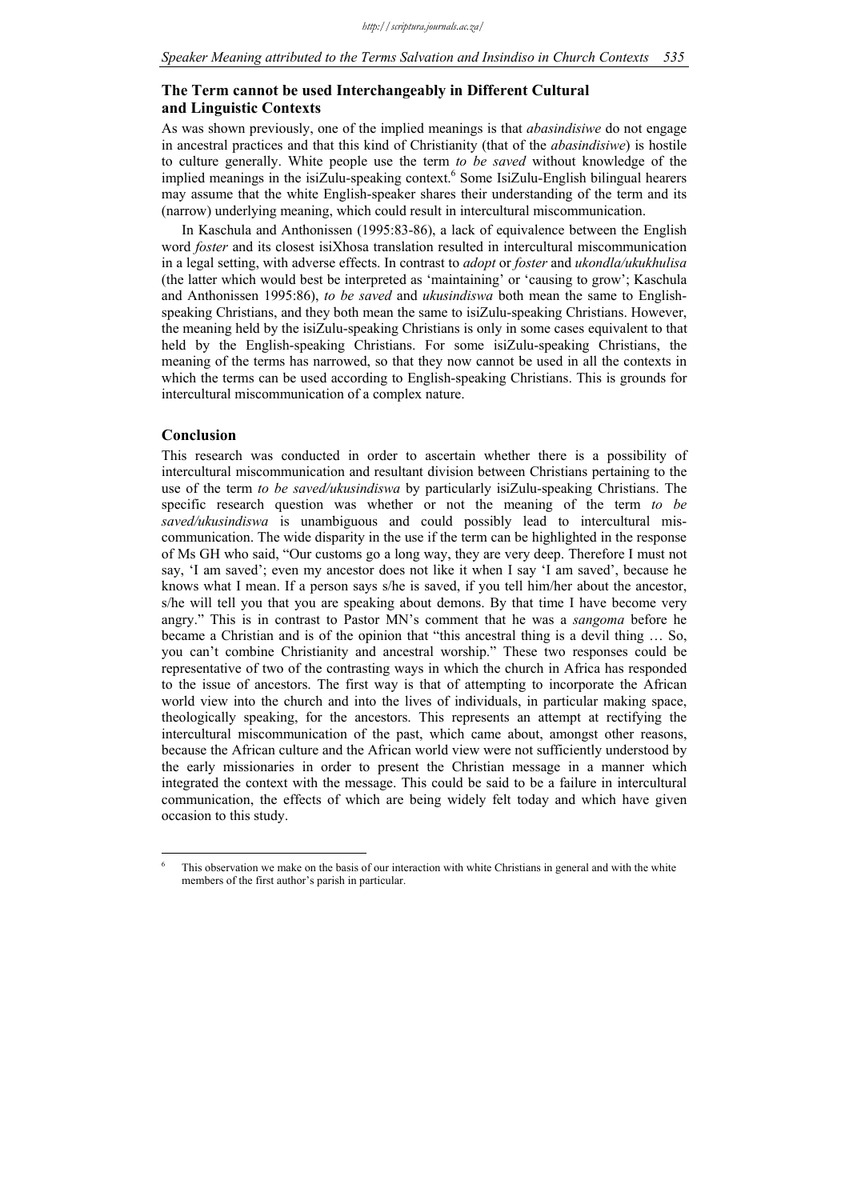## The Term cannot be used Interchangeably in Different Cultural and Linguistic Contexts

As was shown previously, one of the implied meanings is that *abasindisiwe* do not engage in ancestral practices and that this kind of Christianity (that of the *abasindisiwe*) is hostile to culture generally. White people use the term *to be saved* without knowledge of the implied meanings in the isiZulu-speaking context.[6] Some IsiZulu-English bilingual hearers may assume that the white English-speaker shares their understanding of the term and its (narrow) underlying meaning, which could result in intercultural miscommunication.

In Kaschula and Anthonissen (1995:83-86), a lack of equivalence between the English word *foster* and its closest isiXhosa translation resulted in intercultural miscommunication in a legal setting, with adverse effects. In contrast to *adopt* or *foster* and *ukondla/ukukhulisa* (the latter which would best be interpreted as 'maintaining' or 'causing to grow'; Kaschula and Anthonissen 1995:86), *to be saved* and *ukusindiswa* both mean the same to English-speaking Christians, and they both mean the same to isiZulu-speaking Christians. However, the meaning held by the isiZulu-speaking Christians is only in some cases equivalent to that held by the English-speaking Christians. For some isiZulu-speaking Christians, the meaning of the terms has narrowed, so that they now cannot be used in all the contexts in which the terms can be used according to English-speaking Christians. This is grounds for intercultural miscommunication of a complex nature.

## Conclusion

This research was conducted in order to ascertain whether there is a possibility of intercultural miscommunication and resultant division between Christians pertaining to the use of the term *to be saved/ukusindiswa* by particularly isiZulu-speaking Christians. The specific research question was whether or not the meaning of the term *to be saved/ukusindiswa* is unambiguous and could possibly lead to intercultural miscommunication. The wide disparity in the use if the term can be highlighted in the response of Ms GH who said, "Our customs go a long way, they are very deep. Therefore I must not say, 'I am saved'; even my ancestor does not like it when I say 'I am saved', because he knows what I mean. If a person says s/he is saved, if you tell him/her about the ancestor, s/he will tell you that you are speaking about demons. By that time I have become very angry." This is in contrast to Pastor MN's comment that he was a *sangoma* before he became a Christian and is of the opinion that "this ancestral thing is a devil thing … So, you can't combine Christianity and ancestral worship." These two responses could be representative of two of the contrasting ways in which the church in Africa has responded to the issue of ancestors. The first way is that of attempting to incorporate the African world view into the church and into the lives of individuals, in particular making space, theologically speaking, for the ancestors. This represents an attempt at rectifying the intercultural miscommunication of the past, which came about, amongst other reasons, because the African culture and the African world view were not sufficiently understood by the early missionaries in order to present the Christian message in a manner which integrated the context with the message. This could be said to be a failure in intercultural communication, the effects of which are being widely felt today and which have given occasion to this study.

---

[6] This observation we make on the basis of our interaction with white Christians in general and with the white members of the first author's parish in particular.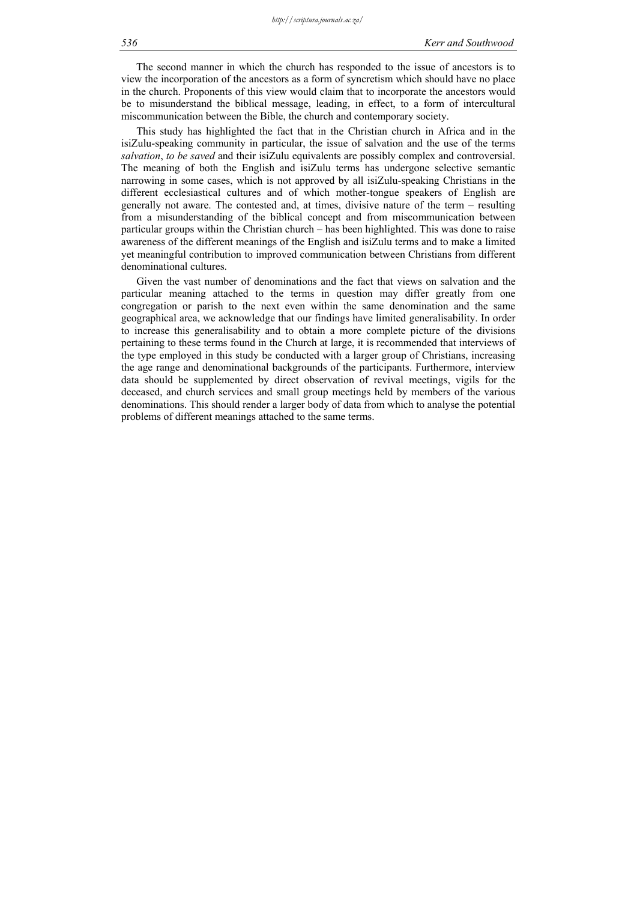The second manner in which the church has responded to the issue of ancestors is to view the incorporation of the ancestors as a form of syncretism which should have no place in the church. Proponents of this view would claim that to incorporate the ancestors would be to misunderstand the biblical message, leading, in effect, to a form of intercultural miscommunication between the Bible, the church and contemporary society.

This study has highlighted the fact that in the Christian church in Africa and in the isiZulu-speaking community in particular, the issue of salvation and the use of the terms *salvation*, *to be saved* and their isiZulu equivalents are possibly complex and controversial. The meaning of both the English and isiZulu terms has undergone selective semantic narrowing in some cases, which is not approved by all isiZulu-speaking Christians in the different ecclesiastical cultures and of which mother-tongue speakers of English are generally not aware. The contested and, at times, divisive nature of the term – resulting from a misunderstanding of the biblical concept and from miscommunication between particular groups within the Christian church – has been highlighted. This was done to raise awareness of the different meanings of the English and isiZulu terms and to make a limited yet meaningful contribution to improved communication between Christians from different denominational cultures.

Given the vast number of denominations and the fact that views on salvation and the particular meaning attached to the terms in question may differ greatly from one congregation or parish to the next even within the same denomination and the same geographical area, we acknowledge that our findings have limited generalisability. In order to increase this generalisability and to obtain a more complete picture of the divisions pertaining to these terms found in the Church at large, it is recommended that interviews of the type employed in this study be conducted with a larger group of Christians, increasing the age range and denominational backgrounds of the participants. Furthermore, interview data should be supplemented by direct observation of revival meetings, vigils for the deceased, and church services and small group meetings held by members of the various denominations. This should render a larger body of data from which to analyse the potential problems of different meanings attached to the same terms.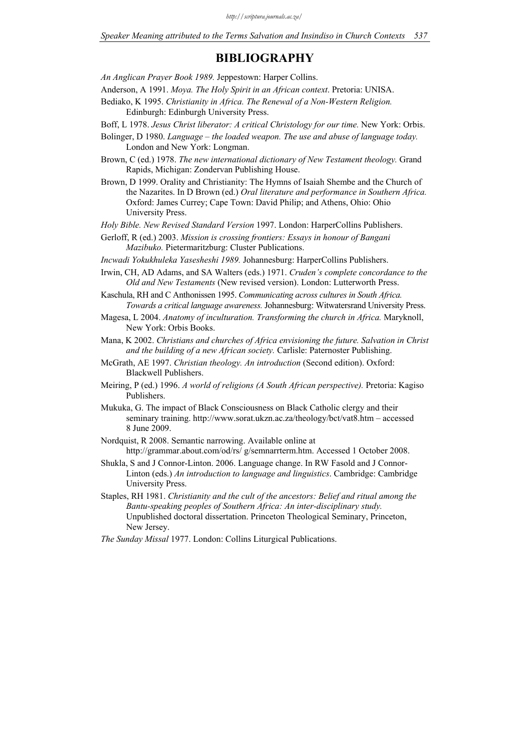# BIBLIOGRAPHY

*An Anglican Prayer Book 1989.* Jeppestown: Harper Collins.

Anderson, A 1991. *Moya. The Holy Spirit in an African context*. Pretoria: UNISA.

Bediako, K 1995. *Christianity in Africa. The Renewal of a Non-Western Religion.* Edinburgh: Edinburgh University Press.

Boff, L 1978. *Jesus Christ liberator: A critical Christology for our time.* New York: Orbis.

Bolinger, D 1980. *Language – the loaded weapon. The use and abuse of language today.* London and New York: Longman.

Brown, C (ed.) 1978. *The new international dictionary of New Testament theology.* Grand Rapids, Michigan: Zondervan Publishing House.

Brown, D 1999. Orality and Christianity: The Hymns of Isaiah Shembe and the Church of the Nazarites. In D Brown (ed.) *Oral literature and performance in Southern Africa.* Oxford: James Currey; Cape Town: David Philip; and Athens, Ohio: Ohio University Press.

*Holy Bible. New Revised Standard Version* 1997. London: HarperCollins Publishers.

Gerloff, R (ed.) 2003. *Mission is crossing frontiers: Essays in honour of Bangani Mazibuko.* Pietermaritzburg: Cluster Publications.

*Incwadi Yokukhuleka Yasesheshi 1989.* Johannesburg: HarperCollins Publishers.

Irwin, CH, AD Adams, and SA Walters (eds.) 1971. *Cruden's complete concordance to the Old and New Testaments* (New revised version). London: Lutterworth Press.

Kaschula, RH and C Anthonissen 1995. *Communicating across cultures in South Africa. Towards a critical language awareness.* Johannesburg: Witwatersrand University Press.

Magesa, L 2004. *Anatomy of inculturation. Transforming the church in Africa.* Maryknoll, New York: Orbis Books.

Mana, K 2002. *Christians and churches of Africa envisioning the future. Salvation in Christ and the building of a new African society.* Carlisle: Paternoster Publishing.

McGrath, AE 1997. *Christian theology. An introduction* (Second edition). Oxford: Blackwell Publishers.

Meiring, P (ed.) 1996. *A world of religions (A South African perspective).* Pretoria: Kagiso Publishers.

Mukuka, G. The impact of Black Consciousness on Black Catholic clergy and their seminary training. http://www.sorat.ukzn.ac.za/theology/bct/vat8.htm – accessed 8 June 2009.

Nordquist, R 2008. Semantic narrowing. Available online at http://grammar.about.com/od/rs/ g/semnarrterm.htm. Accessed 1 October 2008.

Shukla, S and J Connor-Linton. 2006. Language change. In RW Fasold and J Connor-Linton (eds.) *An introduction to language and linguistics*. Cambridge: Cambridge University Press.

Staples, RH 1981. *Christianity and the cult of the ancestors: Belief and ritual among the Bantu-speaking peoples of Southern Africa: An inter-disciplinary study.* Unpublished doctoral dissertation. Princeton Theological Seminary, Princeton, New Jersey.

*The Sunday Missal* 1977. London: Collins Liturgical Publications.